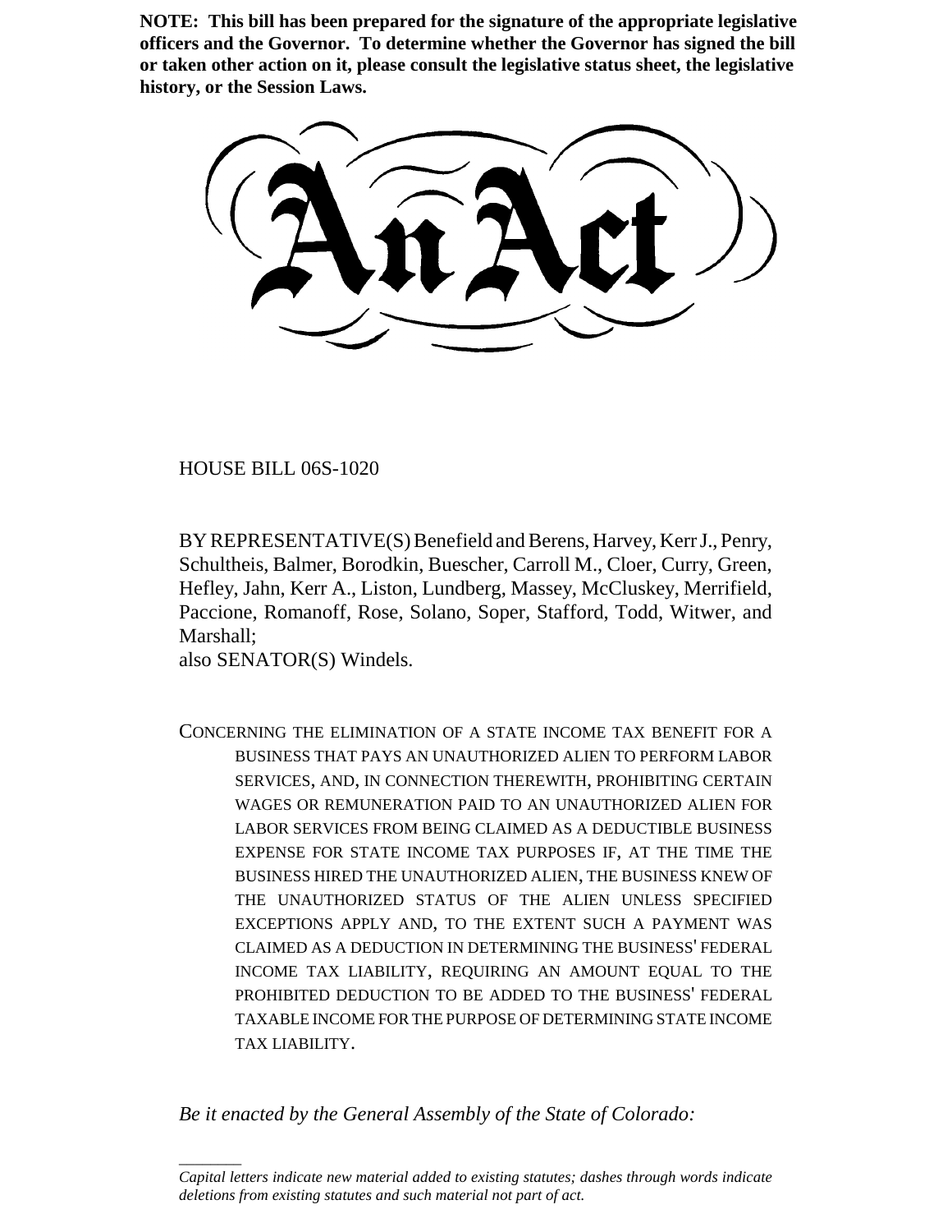**NOTE: This bill has been prepared for the signature of the appropriate legislative officers and the Governor. To determine whether the Governor has signed the bill or taken other action on it, please consult the legislative status sheet, the legislative history, or the Session Laws.**

# An Act

HOUSE BILL 06S-1020

BY REPRESENTATIVE(S) Benefield and Berens, Harvey, Kerr J., Penry, Schultheis, Balmer, Borodkin, Buescher, Carroll M., Cloer, Curry, Green, Hefley, Jahn, Kerr A., Liston, Lundberg, Massey, McCluskey, Merrifield, Paccione, Romanoff, Rose, Solano, Soper, Stafford, Todd, Witwer, and Marshall;
also SENATOR(S) Windels.

CONCERNING THE ELIMINATION OF A STATE INCOME TAX BENEFIT FOR A BUSINESS THAT PAYS AN UNAUTHORIZED ALIEN TO PERFORM LABOR SERVICES, AND, IN CONNECTION THEREWITH, PROHIBITING CERTAIN WAGES OR REMUNERATION PAID TO AN UNAUTHORIZED ALIEN FOR LABOR SERVICES FROM BEING CLAIMED AS A DEDUCTIBLE BUSINESS EXPENSE FOR STATE INCOME TAX PURPOSES IF, AT THE TIME THE BUSINESS HIRED THE UNAUTHORIZED ALIEN, THE BUSINESS KNEW OF THE UNAUTHORIZED STATUS OF THE ALIEN UNLESS SPECIFIED EXCEPTIONS APPLY AND, TO THE EXTENT SUCH A PAYMENT WAS CLAIMED AS A DEDUCTION IN DETERMINING THE BUSINESS' FEDERAL INCOME TAX LIABILITY, REQUIRING AN AMOUNT EQUAL TO THE PROHIBITED DEDUCTION TO BE ADDED TO THE BUSINESS' FEDERAL TAXABLE INCOME FOR THE PURPOSE OF DETERMINING STATE INCOME TAX LIABILITY.

*Be it enacted by the General Assembly of the State of Colorado:*

---

*Capital letters indicate new material added to existing statutes; dashes through words indicate deletions from existing statutes and such material not part of act.*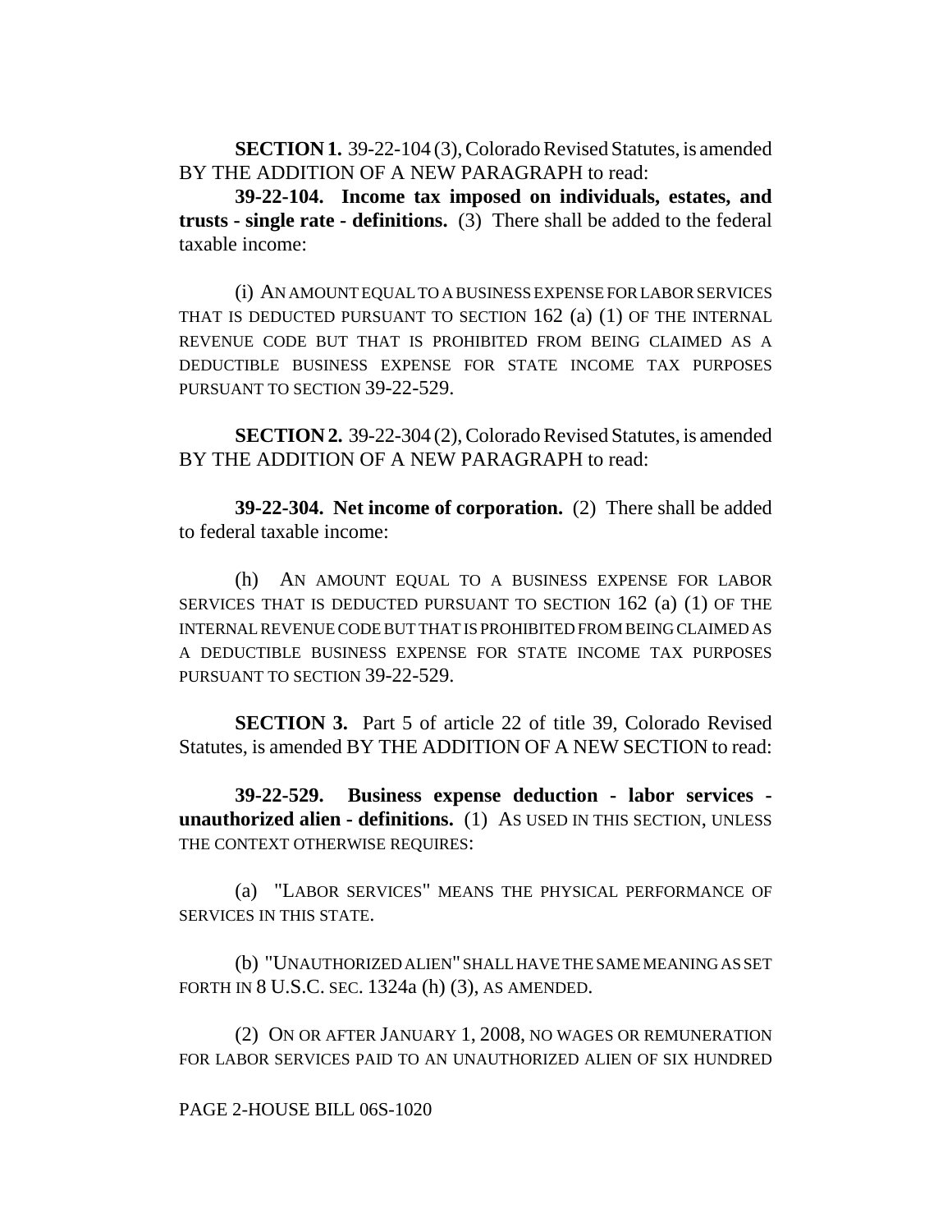**SECTION 1.** 39-22-104 (3), Colorado Revised Statutes, is amended BY THE ADDITION OF A NEW PARAGRAPH to read:

**39-22-104. Income tax imposed on individuals, estates, and trusts - single rate - definitions.** (3) There shall be added to the federal taxable income:

(i) AN AMOUNT EQUAL TO A BUSINESS EXPENSE FOR LABOR SERVICES THAT IS DEDUCTED PURSUANT TO SECTION 162 (a) (1) OF THE INTERNAL REVENUE CODE BUT THAT IS PROHIBITED FROM BEING CLAIMED AS A DEDUCTIBLE BUSINESS EXPENSE FOR STATE INCOME TAX PURPOSES PURSUANT TO SECTION 39-22-529.

**SECTION 2.** 39-22-304 (2), Colorado Revised Statutes, is amended BY THE ADDITION OF A NEW PARAGRAPH to read:

**39-22-304. Net income of corporation.** (2) There shall be added to federal taxable income:

(h) AN AMOUNT EQUAL TO A BUSINESS EXPENSE FOR LABOR SERVICES THAT IS DEDUCTED PURSUANT TO SECTION 162 (a) (1) OF THE INTERNAL REVENUE CODE BUT THAT IS PROHIBITED FROM BEING CLAIMED AS A DEDUCTIBLE BUSINESS EXPENSE FOR STATE INCOME TAX PURPOSES PURSUANT TO SECTION 39-22-529.

**SECTION 3.** Part 5 of article 22 of title 39, Colorado Revised Statutes, is amended BY THE ADDITION OF A NEW SECTION to read:

**39-22-529. Business expense deduction - labor services - unauthorized alien - definitions.** (1) AS USED IN THIS SECTION, UNLESS THE CONTEXT OTHERWISE REQUIRES:

(a) "LABOR SERVICES" MEANS THE PHYSICAL PERFORMANCE OF SERVICES IN THIS STATE.

(b) "UNAUTHORIZED ALIEN" SHALL HAVE THE SAME MEANING AS SET FORTH IN 8 U.S.C. SEC. 1324a (h) (3), AS AMENDED.

(2) ON OR AFTER JANUARY 1, 2008, NO WAGES OR REMUNERATION FOR LABOR SERVICES PAID TO AN UNAUTHORIZED ALIEN OF SIX HUNDRED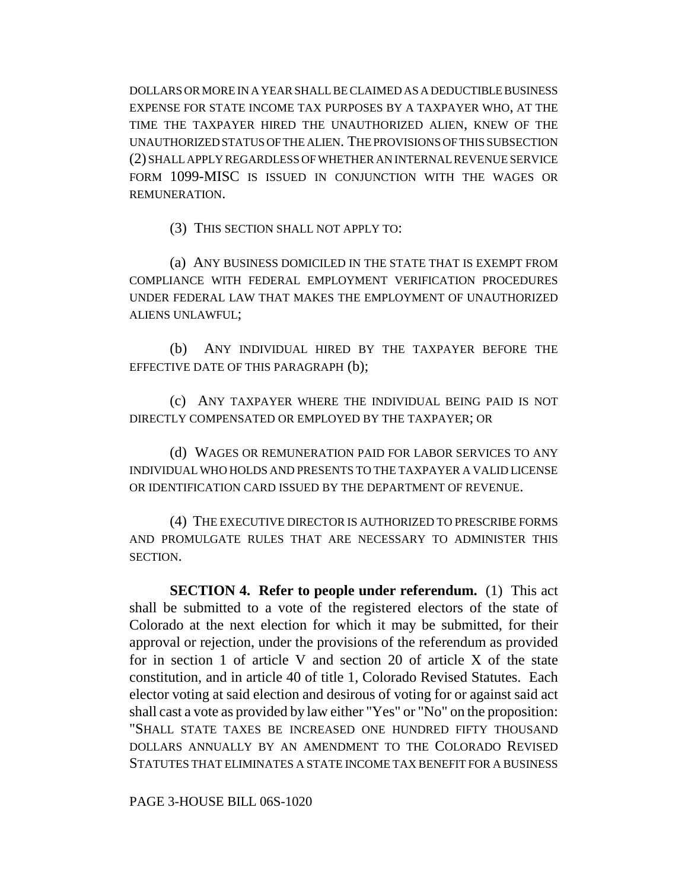DOLLARS OR MORE IN A YEAR SHALL BE CLAIMED AS A DEDUCTIBLE BUSINESS EXPENSE FOR STATE INCOME TAX PURPOSES BY A TAXPAYER WHO, AT THE TIME THE TAXPAYER HIRED THE UNAUTHORIZED ALIEN, KNEW OF THE UNAUTHORIZED STATUS OF THE ALIEN. THE PROVISIONS OF THIS SUBSECTION (2) SHALL APPLY REGARDLESS OF WHETHER AN INTERNAL REVENUE SERVICE FORM 1099-MISC IS ISSUED IN CONJUNCTION WITH THE WAGES OR REMUNERATION.

(3) THIS SECTION SHALL NOT APPLY TO:

(a) ANY BUSINESS DOMICILED IN THE STATE THAT IS EXEMPT FROM COMPLIANCE WITH FEDERAL EMPLOYMENT VERIFICATION PROCEDURES UNDER FEDERAL LAW THAT MAKES THE EMPLOYMENT OF UNAUTHORIZED ALIENS UNLAWFUL;

(b) ANY INDIVIDUAL HIRED BY THE TAXPAYER BEFORE THE EFFECTIVE DATE OF THIS PARAGRAPH (b);

(c) ANY TAXPAYER WHERE THE INDIVIDUAL BEING PAID IS NOT DIRECTLY COMPENSATED OR EMPLOYED BY THE TAXPAYER; OR

(d) WAGES OR REMUNERATION PAID FOR LABOR SERVICES TO ANY INDIVIDUAL WHO HOLDS AND PRESENTS TO THE TAXPAYER A VALID LICENSE OR IDENTIFICATION CARD ISSUED BY THE DEPARTMENT OF REVENUE.

(4) THE EXECUTIVE DIRECTOR IS AUTHORIZED TO PRESCRIBE FORMS AND PROMULGATE RULES THAT ARE NECESSARY TO ADMINISTER THIS SECTION.

**SECTION 4. Refer to people under referendum.** (1) This act shall be submitted to a vote of the registered electors of the state of Colorado at the next election for which it may be submitted, for their approval or rejection, under the provisions of the referendum as provided for in section 1 of article V and section 20 of article X of the state constitution, and in article 40 of title 1, Colorado Revised Statutes. Each elector voting at said election and desirous of voting for or against said act shall cast a vote as provided by law either "Yes" or "No" on the proposition: "SHALL STATE TAXES BE INCREASED ONE HUNDRED FIFTY THOUSAND DOLLARS ANNUALLY BY AN AMENDMENT TO THE COLORADO REVISED STATUTES THAT ELIMINATES A STATE INCOME TAX BENEFIT FOR A BUSINESS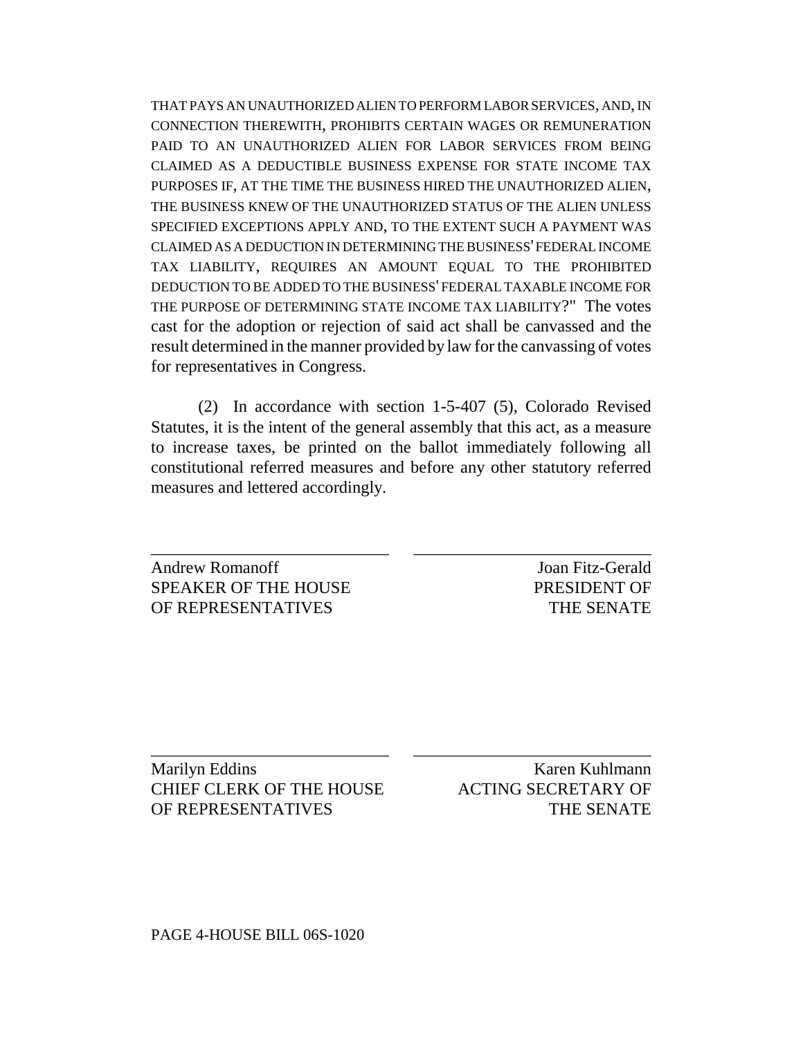THAT PAYS AN UNAUTHORIZED ALIEN TO PERFORM LABOR SERVICES, AND, IN CONNECTION THEREWITH, PROHIBITS CERTAIN WAGES OR REMUNERATION PAID TO AN UNAUTHORIZED ALIEN FOR LABOR SERVICES FROM BEING CLAIMED AS A DEDUCTIBLE BUSINESS EXPENSE FOR STATE INCOME TAX PURPOSES IF, AT THE TIME THE BUSINESS HIRED THE UNAUTHORIZED ALIEN, THE BUSINESS KNEW OF THE UNAUTHORIZED STATUS OF THE ALIEN UNLESS SPECIFIED EXCEPTIONS APPLY AND, TO THE EXTENT SUCH A PAYMENT WAS CLAIMED AS A DEDUCTION IN DETERMINING THE BUSINESS' FEDERAL INCOME TAX LIABILITY, REQUIRES AN AMOUNT EQUAL TO THE PROHIBITED DEDUCTION TO BE ADDED TO THE BUSINESS' FEDERAL TAXABLE INCOME FOR THE PURPOSE OF DETERMINING STATE INCOME TAX LIABILITY?" The votes cast for the adoption or rejection of said act shall be canvassed and the result determined in the manner provided by law for the canvassing of votes for representatives in Congress.

(2) In accordance with section 1-5-407 (5), Colorado Revised Statutes, it is the intent of the general assembly that this act, as a measure to increase taxes, be printed on the ballot immediately following all constitutional referred measures and before any other statutory referred measures and lettered accordingly.

| | |
|---|---|
| Andrew Romanoff<br>SPEAKER OF THE HOUSE<br>OF REPRESENTATIVES | Joan Fitz-Gerald<br>PRESIDENT OF<br>THE SENATE |
| Marilyn Eddins<br>CHIEF CLERK OF THE HOUSE<br>OF REPRESENTATIVES | Karen Kuhlmann<br>ACTING SECRETARY OF<br>THE SENATE |

PAGE 4-HOUSE BILL 06S-1020